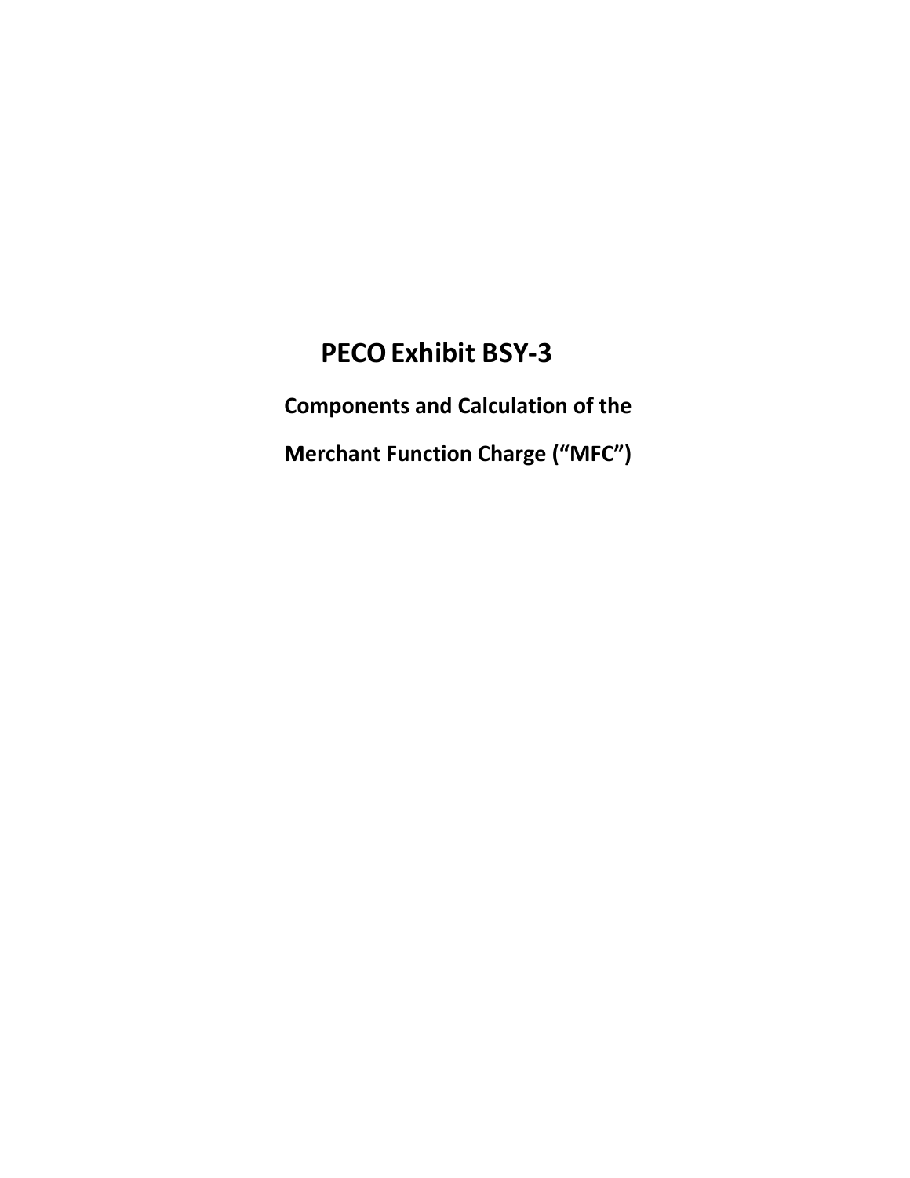# PECO Exhibit BSY-3

## Components and Calculation of the

## Merchant Function Charge (“MFC”)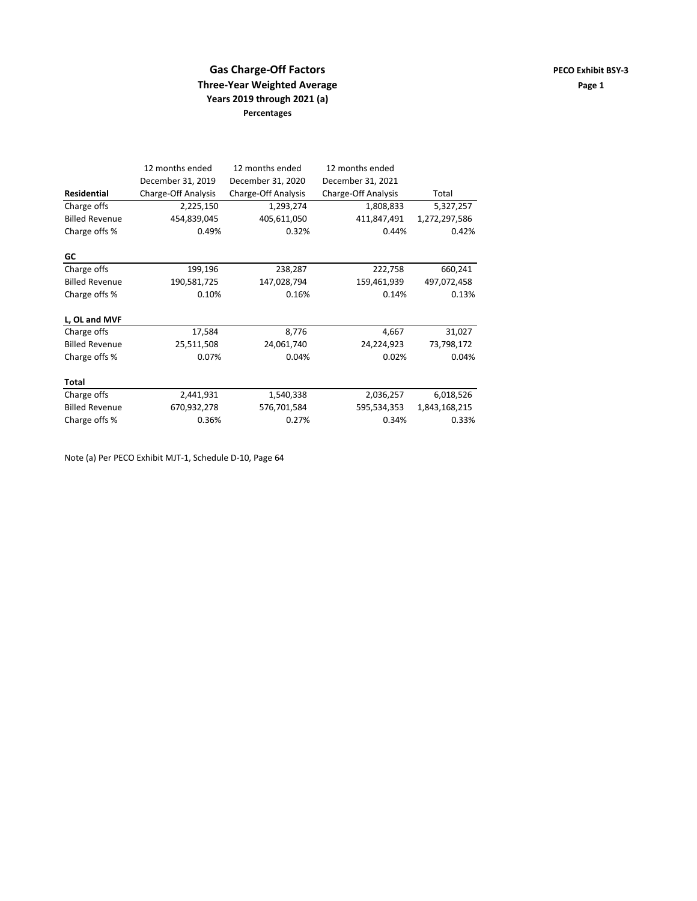# Gas Charge-Off Factors

**PECO Exhibit BSY-3**

## Three-Year Weighted Average

### Years 2019 through 2021 (a)

**Percentages**

| | 12 months ended December 31, 2019 Charge-Off Analysis | 12 months ended December 31, 2020 Charge-Off Analysis | 12 months ended December 31, 2021 Charge-Off Analysis | Total |
|---|---|---|---|---|
| **Residential** | | | | |
| Charge offs | 2,225,150 | 1,293,274 | 1,808,833 | 5,327,257 |
| Billed Revenue | 454,839,045 | 405,611,050 | 411,847,491 | 1,272,297,586 |
| Charge offs % | 0.49% | 0.32% | 0.44% | 0.42% |
| **GC** | | | | |
| Charge offs | 199,196 | 238,287 | 222,758 | 660,241 |
| Billed Revenue | 190,581,725 | 147,028,794 | 159,461,939 | 497,072,458 |
| Charge offs % | 0.10% | 0.16% | 0.14% | 0.13% |
| **L, OL and MVF** | | | | |
| Charge offs | 17,584 | 8,776 | 4,667 | 31,027 |
| Billed Revenue | 25,511,508 | 24,061,740 | 24,224,923 | 73,798,172 |
| Charge offs % | 0.07% | 0.04% | 0.02% | 0.04% |
| **Total** | | | | |
| Charge offs | 2,441,931 | 1,540,338 | 2,036,257 | 6,018,526 |
| Billed Revenue | 670,932,278 | 576,701,584 | 595,534,353 | 1,843,168,215 |
| Charge offs % | 0.36% | 0.27% | 0.34% | 0.33% |

Note (a) Per PECO Exhibit MJT-1, Schedule D-10, Page 64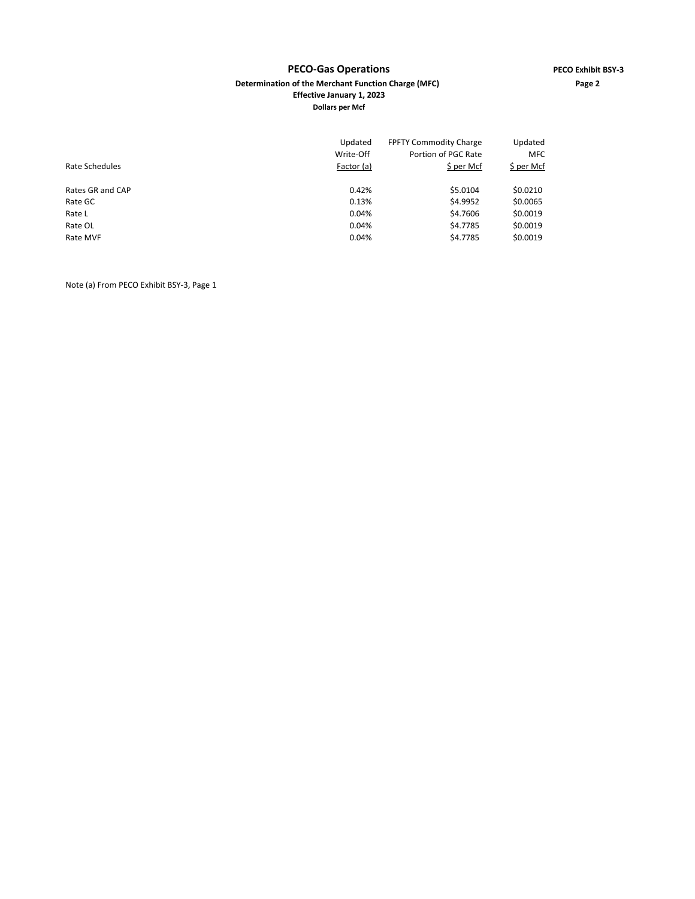# PECO-Gas Operations

**PECO Exhibit BSY-3**
**Page 2**

**Determination of the Merchant Function Charge (MFC)**
**Effective January 1, 2023**
**Dollars per Mcf**

| Rate Schedules | Updated Write-Off Factor (a) | FPFTY Commodity Charge Portion of PGC Rate $ per Mcf | Updated MFC $ per Mcf |
|---|---|---|---|
| Rates GR and CAP | 0.42% | $5.0104 | $0.0210 |
| Rate GC | 0.13% | $4.9952 | $0.0065 |
| Rate L | 0.04% | $4.7606 | $0.0019 |
| Rate OL | 0.04% | $4.7785 | $0.0019 |
| Rate MVF | 0.04% | $4.7785 | $0.0019 |

Note (a) From PECO Exhibit BSY-3, Page 1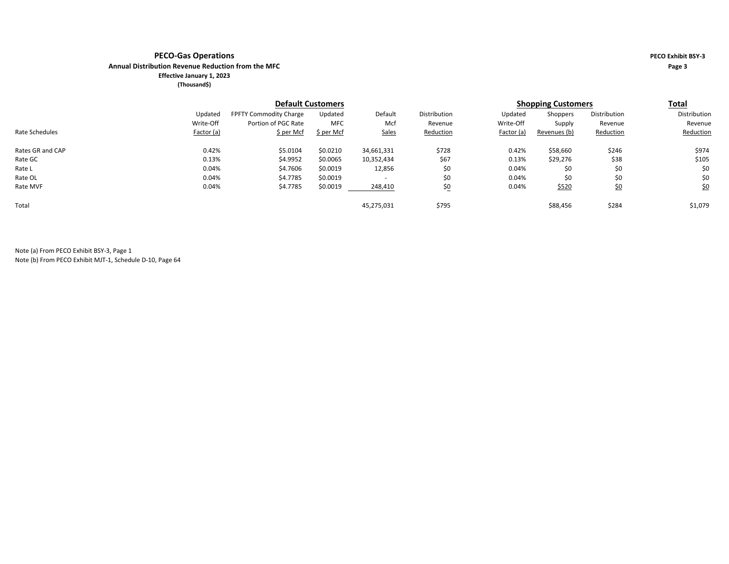**PECO-Gas Operations**

**Annual Distribution Revenue Reduction from the MFC**

**Effective January 1, 2023**

**(Thousand$)**

**PECO Exhibit BSY-3**

**Page 3**

| | Default Customers | | | | | Shopping Customers | | | Total |
|---|---|---|---|---|---|---|---|---|---|
| Rate Schedules | Updated Write-Off Factor (a) | FPFTY Commodity Charge Portion of PGC Rate $ per Mcf | Updated MFC $ per Mcf | Default Mcf Sales | Distribution Revenue Reduction | Updated Write-Off Factor (a) | Shoppers Supply Revenues (b) | Distribution Revenue Reduction | Distribution Revenue Reduction |
| Rates GR and CAP | 0.42% | $5.0104 | $0.0210 | 34,661,331 | $728 | 0.42% | $58,660 | $246 | $974 |
| Rate GC | 0.13% | $4.9952 | $0.0065 | 10,352,434 | $67 | 0.13% | $29,276 | $38 | $105 |
| Rate L | 0.04% | $4.7606 | $0.0019 | 12,856 | $0 | 0.04% | $0 | $0 | $0 |
| Rate OL | 0.04% | $4.7785 | $0.0019 | - | $0 | 0.04% | $0 | $0 | $0 |
| Rate MVF | 0.04% | $4.7785 | $0.0019 | 248,410 | $0 | 0.04% | $520 | $0 | $0 |
| Total | | | | 45,275,031 | $795 | | $88,456 | $284 | $1,079 |

Note (a) From PECO Exhibit BSY-3, Page 1

Note (b) From PECO Exhibit MJT-1, Schedule D-10, Page 64